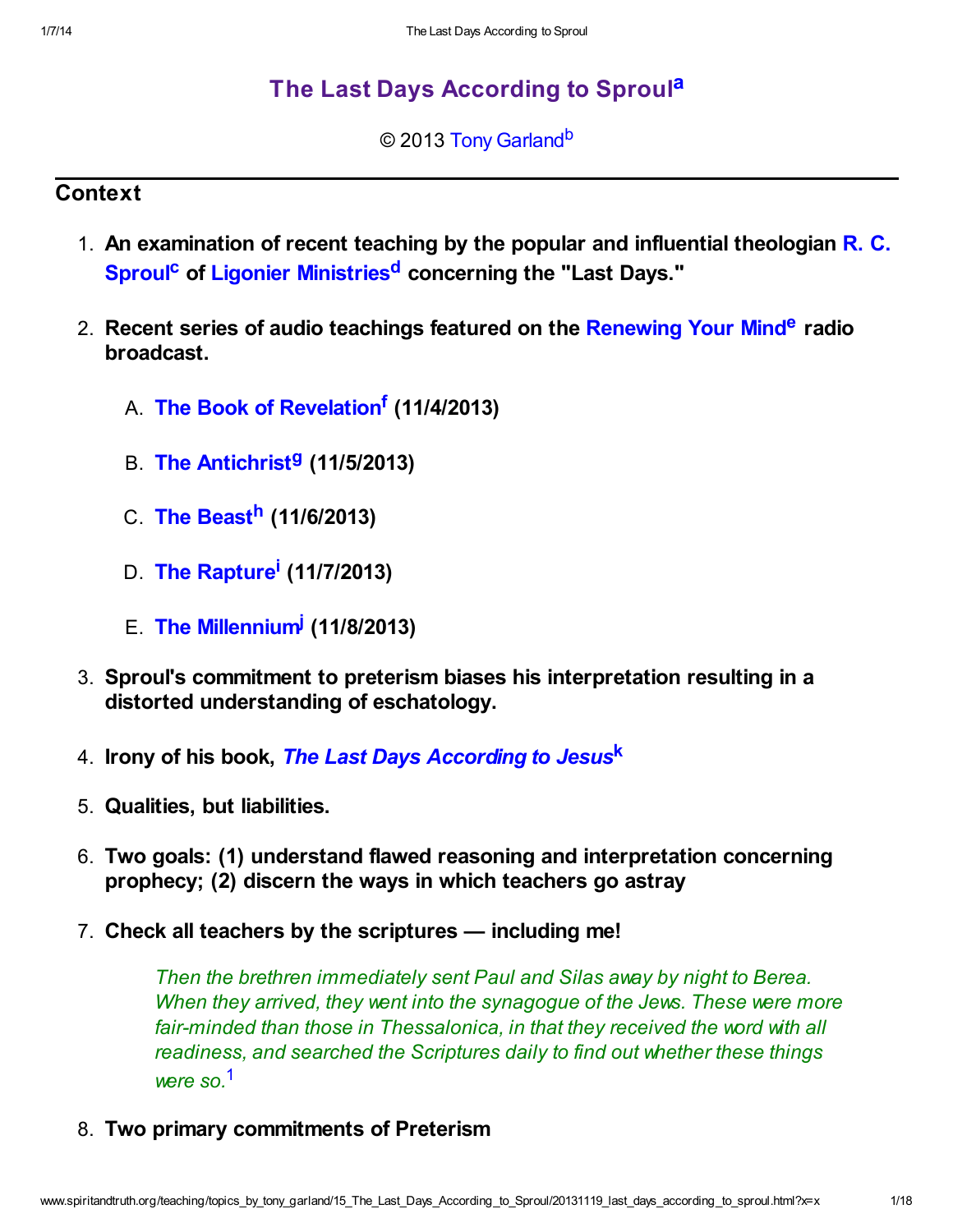# The Last Days According to Sproul[a]

© 2013 Tony Garland[b]

## Context

1. **An examination of recent teaching by the popular and influential theologian R. C. Sproul[c] of Ligonier Ministries[d] concerning the "Last Days."**
2. **Recent series of audio teachings featured on the Renewing Your Mind[e] radio broadcast.**
   A. **The Book of Revelation[f] (11/4/2013)**
   B. **The Antichrist[g] (11/5/2013)**
   C. **The Beast[h] (11/6/2013)**
   D. **The Rapture[i] (11/7/2013)**
   E. **The Millennium[j] (11/8/2013)**
3. **Sproul's commitment to preterism biases his interpretation resulting in a distorted understanding of eschatology.**
4. **Irony of his book, *The Last Days According to Jesus*[k]**
5. **Qualities, but liabilities.**
6. **Two goals: (1) understand flawed reasoning and interpretation concerning prophecy; (2) discern the ways in which teachers go astray**
7. **Check all teachers by the scriptures — including me!**

   > *Then the brethren immediately sent Paul and Silas away by night to Berea. When they arrived, they went into the synagogue of the Jews. These were more fair-minded than those in Thessalonica, in that they received the word with all readiness, and searched the Scriptures daily to find out whether these things were so.*[1]

8. **Two primary commitments of Preterism**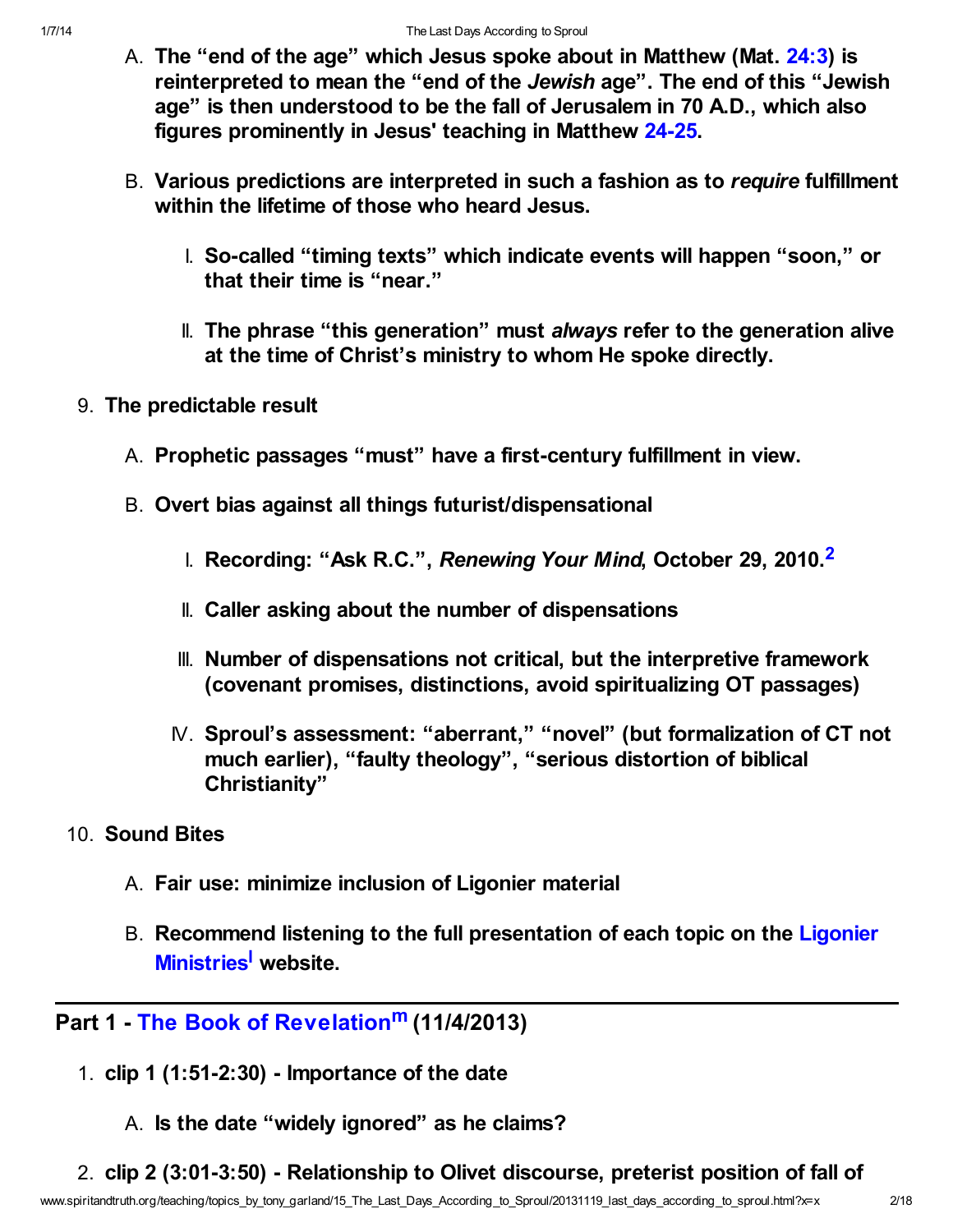A. **The "end of the age" which Jesus spoke about in Matthew (Mat. 24:3) is reinterpreted to mean the "end of the *Jewish* age". The end of this "Jewish age" is then understood to be the fall of Jerusalem in 70 A.D., which also figures prominently in Jesus' teaching in Matthew 24-25.**

B. **Various predictions are interpreted in such a fashion as to *require* fulfillment within the lifetime of those who heard Jesus.**

   I. **So-called "timing texts" which indicate events will happen "soon," or that their time is "near."**

   II. **The phrase "this generation" must *always* refer to the generation alive at the time of Christ's ministry to whom He spoke directly.**

9. **The predictable result**

   A. **Prophetic passages "must" have a first-century fulfillment in view.**

   B. **Overt bias against all things futurist/dispensational**

      I. **Recording: "Ask R.C.", *Renewing Your Mind*, October 29, 2010.[2]**

      II. **Caller asking about the number of dispensations**

      III. **Number of dispensations not critical, but the interpretive framework (covenant promises, distinctions, avoid spiritualizing OT passages)**

      IV. **Sproul's assessment: "aberrant," "novel" (but formalization of CT not much earlier), "faulty theology", "serious distortion of biblical Christianity"**

10. **Sound Bites**

    A. **Fair use: minimize inclusion of Ligonier material**

    B. **Recommend listening to the full presentation of each topic on the Ligonier Ministries[l] website.**

---

## Part 1 - The Book of Revelation[m] (11/4/2013)

1. **clip 1 (1:51-2:30) - Importance of the date**

   A. **Is the date "widely ignored" as he claims?**

2. **clip 2 (3:01-3:50) - Relationship to Olivet discourse, preterist position of fall of**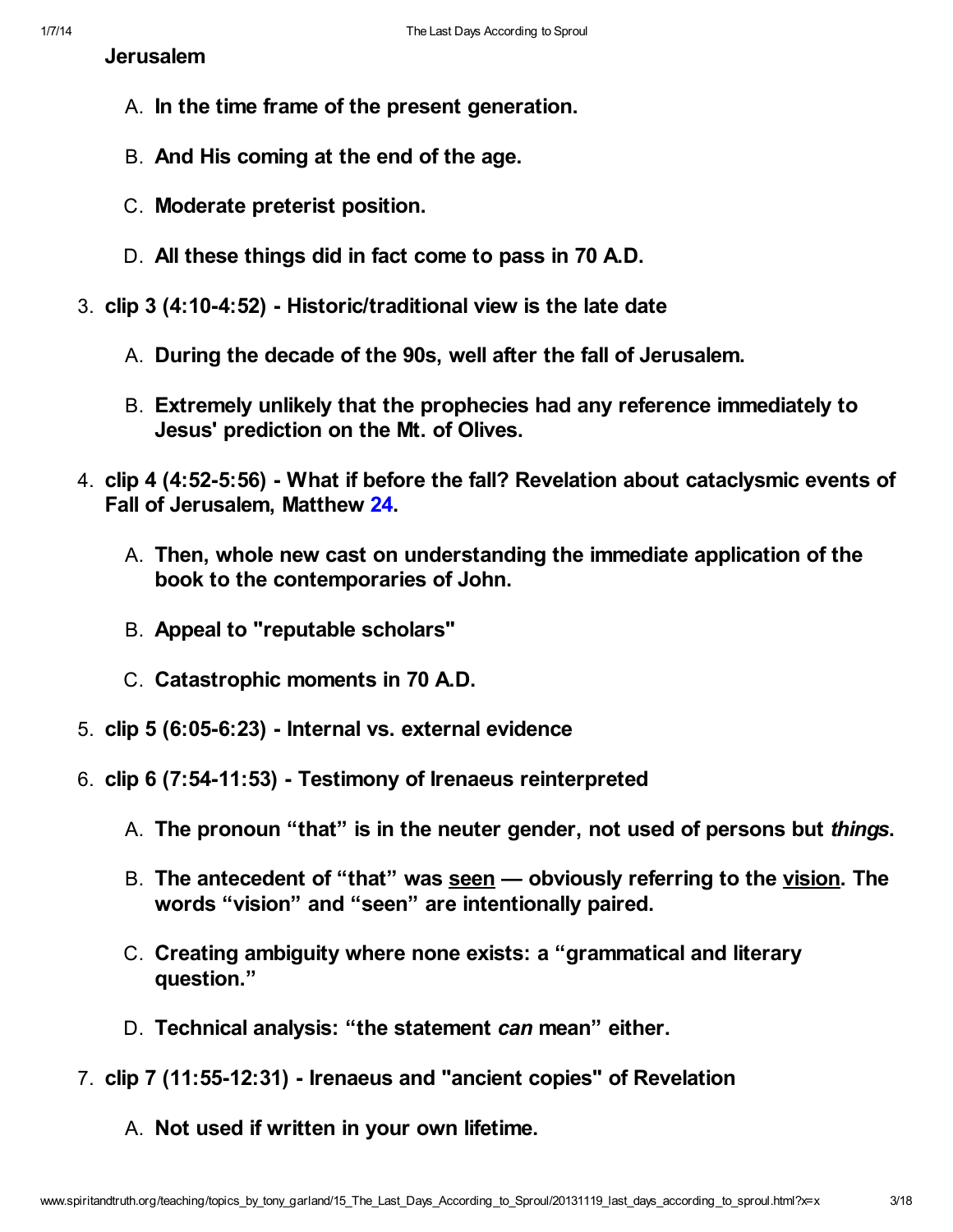**Jerusalem**

A. **In the time frame of the present generation.**

B. **And His coming at the end of the age.**

C. **Moderate preterist position.**

D. **All these things did in fact come to pass in 70 A.D.**

3. **clip 3 (4:10-4:52) - Historic/traditional view is the late date**

    A. **During the decade of the 90s, well after the fall of Jerusalem.**

    B. **Extremely unlikely that the prophecies had any reference immediately to Jesus' prediction on the Mt. of Olives.**

4. **clip 4 (4:52-5:56) - What if before the fall? Revelation about cataclysmic events of Fall of Jerusalem, Matthew 24.**

    A. **Then, whole new cast on understanding the immediate application of the book to the contemporaries of John.**

    B. **Appeal to "reputable scholars"**

    C. **Catastrophic moments in 70 A.D.**

5. **clip 5 (6:05-6:23) - Internal vs. external evidence**

6. **clip 6 (7:54-11:53) - Testimony of Irenaeus reinterpreted**

    A. **The pronoun "that" is in the neuter gender, not used of persons but *things*.**

    B. **The antecedent of "that" was <u>seen</u> — obviously referring to the <u>vision</u>. The words "vision" and "seen" are intentionally paired.**

    C. **Creating ambiguity where none exists: a "grammatical and literary question."**

    D. **Technical analysis: "the statement *can* mean" either.**

7. **clip 7 (11:55-12:31) - Irenaeus and "ancient copies" of Revelation**

    A. **Not used if written in your own lifetime.**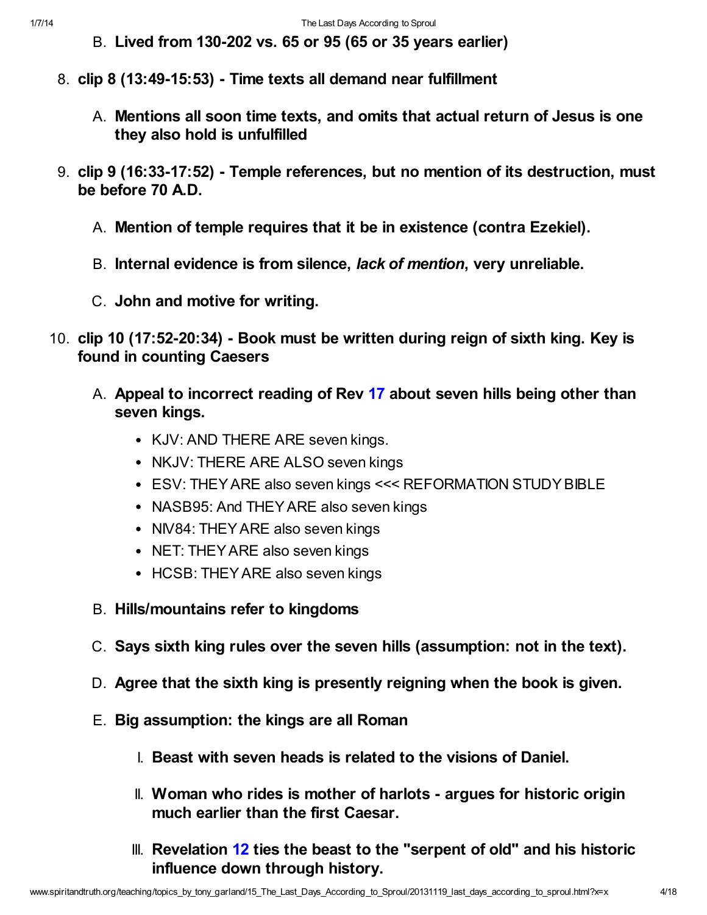B. **Lived from 130-202 vs. 65 or 95 (65 or 35 years earlier)**

8. **clip 8 (13:49-15:53) - Time texts all demand near fulfillment**

    A. **Mentions all soon time texts, and omits that actual return of Jesus is one they also hold is unfulfilled**

9. **clip 9 (16:33-17:52) - Temple references, but no mention of its destruction, must be before 70 A.D.**

    A. **Mention of temple requires that it be in existence (contra Ezekiel).**

    B. **Internal evidence is from silence, *lack of mention*, very unreliable.**

    C. **John and motive for writing.**

10. **clip 10 (17:52-20:34) - Book must be written during reign of sixth king. Key is found in counting Caesers**

    A. **Appeal to incorrect reading of Rev 17 about seven hills being other than seven kings.**

    - KJV: AND THERE ARE seven kings.
    - NKJV: THERE ARE ALSO seven kings
    - ESV: THEY ARE also seven kings <<< REFORMATION STUDY BIBLE
    - NASB95: And THEY ARE also seven kings
    - NIV84: THEY ARE also seven kings
    - NET: THEY ARE also seven kings
    - HCSB: THEY ARE also seven kings

    B. **Hills/mountains refer to kingdoms**

    C. **Says sixth king rules over the seven hills (assumption: not in the text).**

    D. **Agree that the sixth king is presently reigning when the book is given.**

    E. **Big assumption: the kings are all Roman**

        I. **Beast with seven heads is related to the visions of Daniel.**

        II. **Woman who rides is mother of harlots - argues for historic origin much earlier than the first Caesar.**

        III. **Revelation 12 ties the beast to the "serpent of old" and his historic influence down through history.**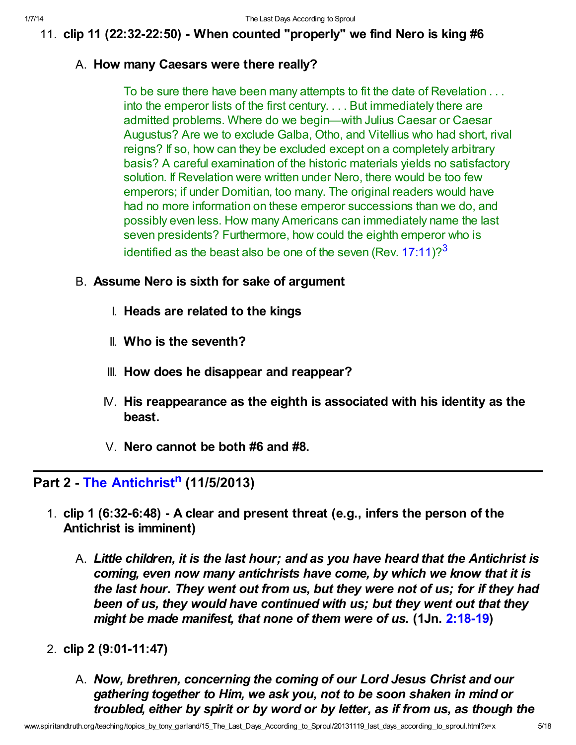11. **clip 11 (22:32-22:50) - When counted "properly" we find Nero is king #6**

    A. **How many Caesars were there really?**

        > To be sure there have been many attempts to fit the date of Revelation . . . into the emperor lists of the first century. . . . But immediately there are admitted problems. Where do we begin—with Julius Caesar or Caesar Augustus? Are we to exclude Galba, Otho, and Vitellius who had short, rival reigns? If so, how can they be excluded except on a completely arbitrary basis? A careful examination of the historic materials yields no satisfactory solution. If Revelation were written under Nero, there would be too few emperors; if under Domitian, too many. The original readers would have had no more information on these emperor successions than we do, and possibly even less. How many Americans can immediately name the last seven presidents? Furthermore, how could the eighth emperor who is identified as the beast also be one of the seven (Rev. 17:11)?[3]

    B. **Assume Nero is sixth for sake of argument**

        I. **Heads are related to the kings**

        II. **Who is the seventh?**

        III. **How does he disappear and reappear?**

        IV. **His reappearance as the eighth is associated with his identity as the beast.**

        V. **Nero cannot be both #6 and #8.**

---

## Part 2 - The Antichrist[n] (11/5/2013)

1. **clip 1 (6:32-6:48) - A clear and present threat (e.g., infers the person of the Antichrist is imminent)**

    A. ***Little children, it is the last hour; and as you have heard that the Antichrist is coming, even now many antichrists have come, by which we know that it is the last hour. They went out from us, but they were not of us; for if they had been of us, they would have continued with us; but they went out that they might be made manifest, that none of them were of us.*** **(1Jn. 2:18-19)**

2. **clip 2 (9:01-11:47)**

    A. ***Now, brethren, concerning the coming of our Lord Jesus Christ and our gathering together to Him, we ask you, not to be soon shaken in mind or troubled, either by spirit or by word or by letter, as if from us, as though the***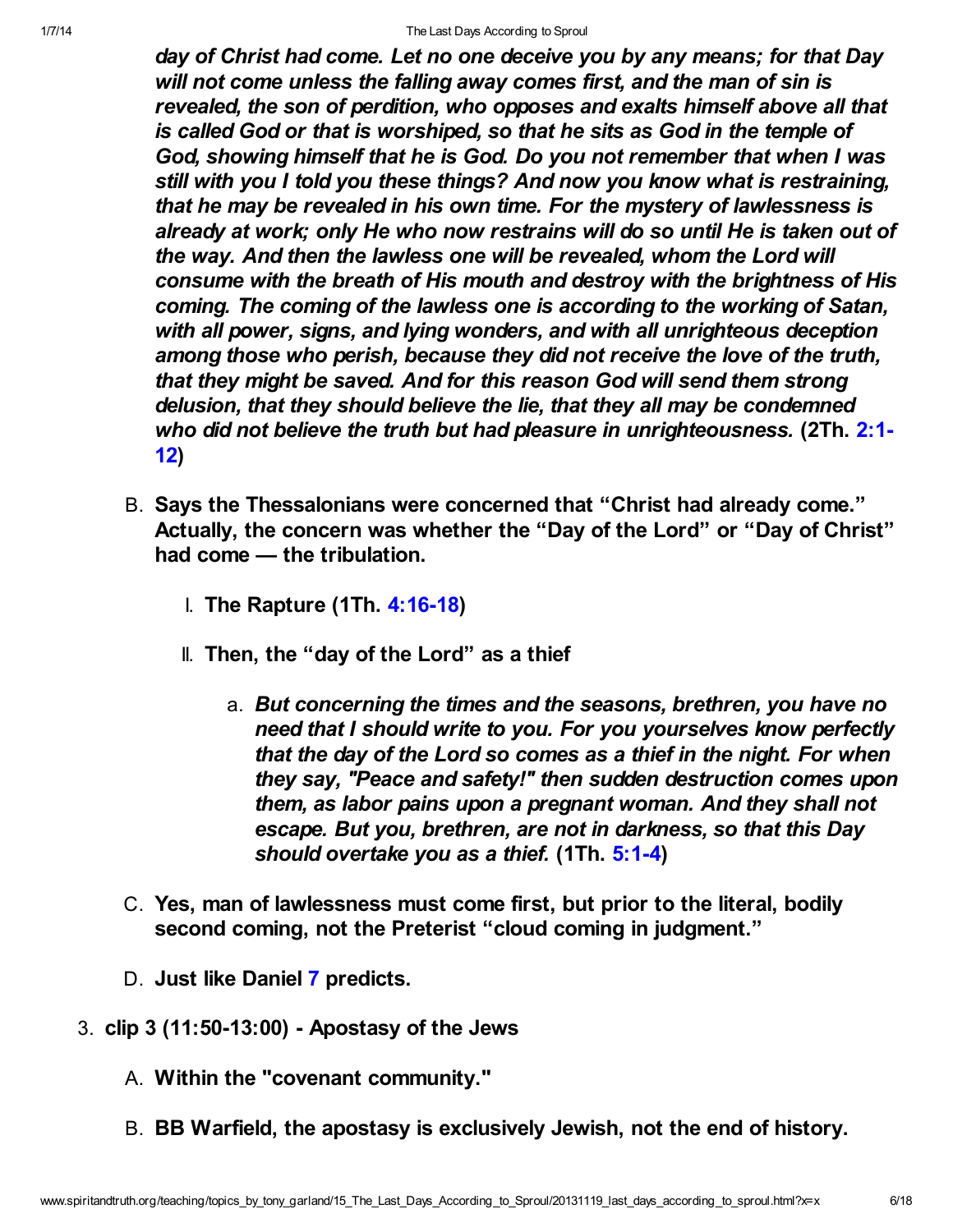*day of Christ had come. Let no one deceive you by any means; for that Day will not come unless the falling away comes first, and the man of sin is revealed, the son of perdition, who opposes and exalts himself above all that is called God or that is worshiped, so that he sits as God in the temple of God, showing himself that he is God. Do you not remember that when I was still with you I told you these things? And now you know what is restraining, that he may be revealed in his own time. For the mystery of lawlessness is already at work; only He who now restrains will do so until He is taken out of the way. And then the lawless one will be revealed, whom the Lord will consume with the breath of His mouth and destroy with the brightness of His coming. The coming of the lawless one is according to the working of Satan, with all power, signs, and lying wonders, and with all unrighteous deception among those who perish, because they did not receive the love of the truth, that they might be saved. And for this reason God will send them strong delusion, that they should believe the lie, that they all may be condemned who did not believe the truth but had pleasure in unrighteousness.* **(2Th. 2:1-12)**

B. **Says the Thessalonians were concerned that "Christ had already come." Actually, the concern was whether the "Day of the Lord" or "Day of Christ" had come — the tribulation.**

   I. **The Rapture (1Th. 4:16-18)**

   II. **Then, the "day of the Lord" as a thief**

      a. *But concerning the times and the seasons, brethren, you have no need that I should write to you. For you yourselves know perfectly that the day of the Lord so comes as a thief in the night. For when they say, "Peace and safety!" then sudden destruction comes upon them, as labor pains upon a pregnant woman. And they shall not escape. But you, brethren, are not in darkness, so that this Day should overtake you as a thief.* **(1Th. 5:1-4)**

C. **Yes, man of lawlessness must come first, but prior to the literal, bodily second coming, not the Preterist "cloud coming in judgment."**

D. **Just like Daniel 7 predicts.**

3. **clip 3 (11:50-13:00) - Apostasy of the Jews**

   A. **Within the "covenant community."**

   B. **BB Warfield, the apostasy is exclusively Jewish, not the end of history.**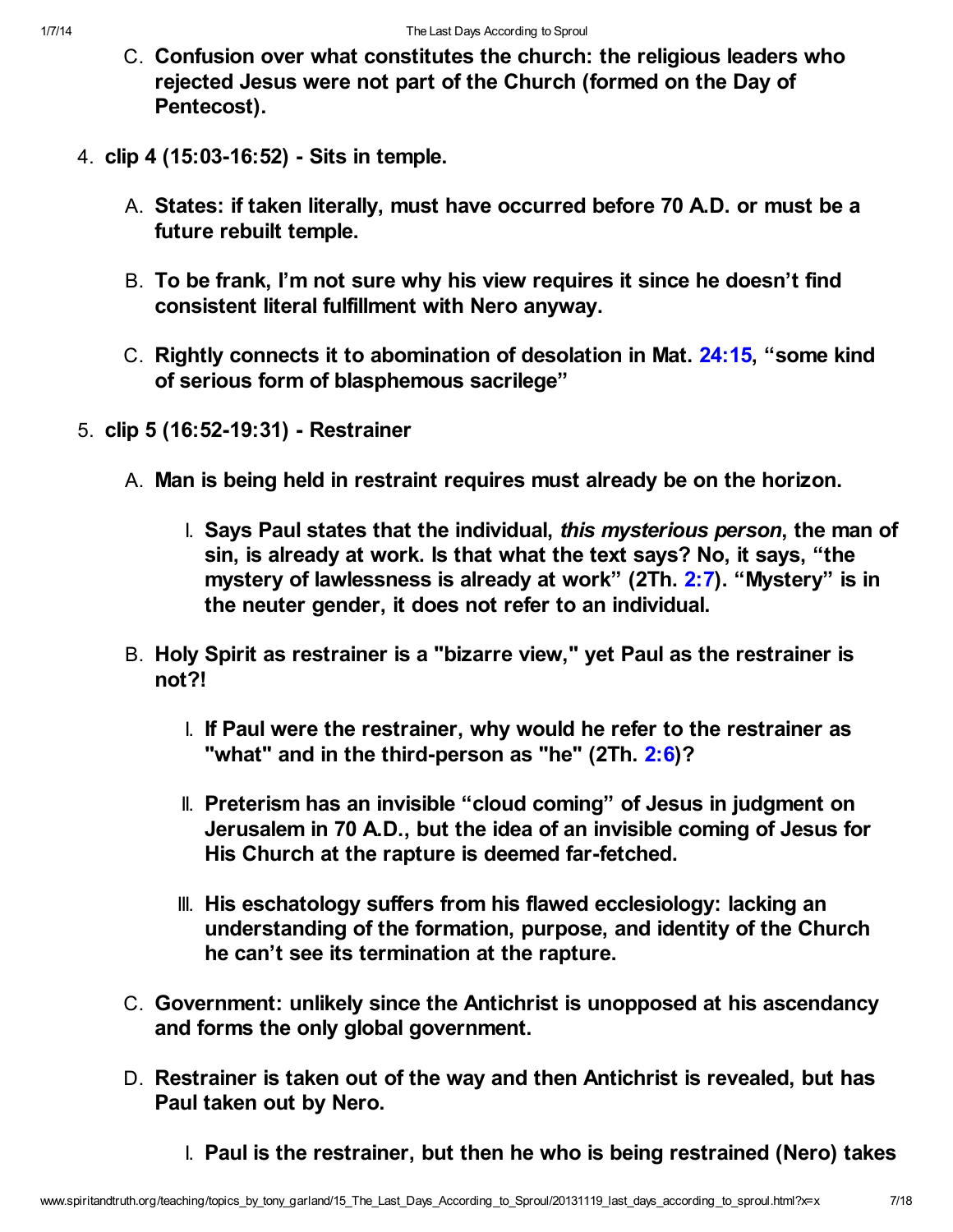C. **Confusion over what constitutes the church: the religious leaders who rejected Jesus were not part of the Church (formed on the Day of Pentecost).**

4. **clip 4 (15:03-16:52) - Sits in temple.**

    A. **States: if taken literally, must have occurred before 70 A.D. or must be a future rebuilt temple.**

    B. **To be frank, I'm not sure why his view requires it since he doesn't find consistent literal fulfillment with Nero anyway.**

    C. **Rightly connects it to abomination of desolation in Mat. 24:15, "some kind of serious form of blasphemous sacrilege"**

5. **clip 5 (16:52-19:31) - Restrainer**

    A. **Man is being held in restraint requires must already be on the horizon.**

        I. **Says Paul states that the individual, *this mysterious person*, the man of sin, is already at work. Is that what the text says? No, it says, "the mystery of lawlessness is already at work" (2Th. 2:7). "Mystery" is in the neuter gender, it does not refer to an individual.**

    B. **Holy Spirit as restrainer is a "bizarre view," yet Paul as the restrainer is not?!**

        I. **If Paul were the restrainer, why would he refer to the restrainer as "what" and in the third-person as "he" (2Th. 2:6)?**

        II. **Preterism has an invisible "cloud coming" of Jesus in judgment on Jerusalem in 70 A.D., but the idea of an invisible coming of Jesus for His Church at the rapture is deemed far-fetched.**

        III. **His eschatology suffers from his flawed ecclesiology: lacking an understanding of the formation, purpose, and identity of the Church he can't see its termination at the rapture.**

    C. **Government: unlikely since the Antichrist is unopposed at his ascendancy and forms the only global government.**

    D. **Restrainer is taken out of the way and then Antichrist is revealed, but has Paul taken out by Nero.**

        I. **Paul is the restrainer, but then he who is being restrained (Nero) takes**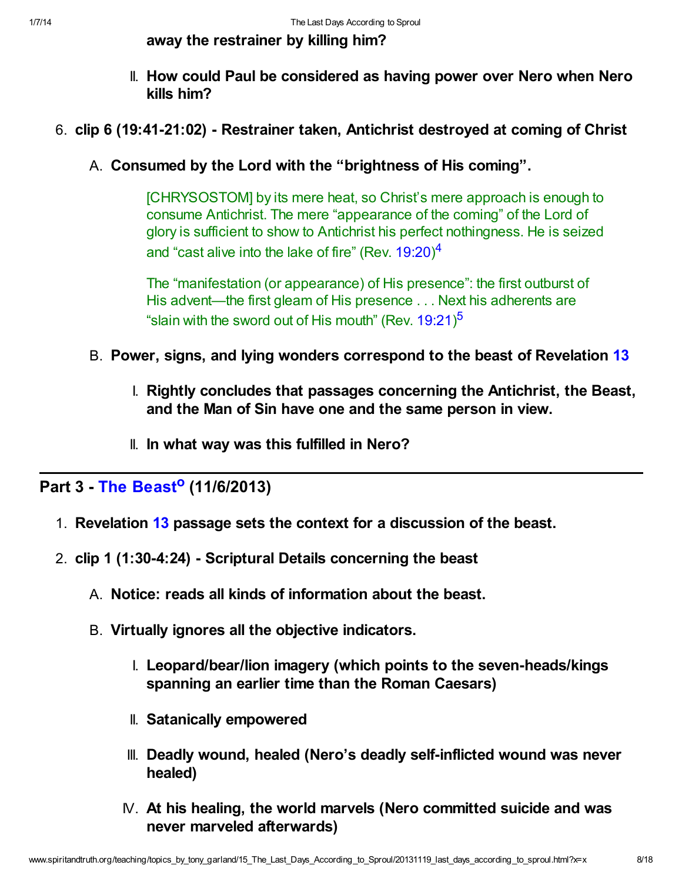away the restrainer by killing him?

II. How could Paul be considered as having power over Nero when Nero kills him?

6. **clip 6 (19:41-21:02) - Restrainer taken, Antichrist destroyed at coming of Christ**

   A. **Consumed by the Lord with the "brightness of His coming".**

   > [CHRYSOSTOM] by its mere heat, so Christ's mere approach is enough to consume Antichrist. The mere "appearance of the coming" of the Lord of glory is sufficient to show to Antichrist his perfect nothingness. He is seized and "cast alive into the lake of fire" (Rev. 19:20)[4]
   >
   > The "manifestation (or appearance) of His presence": the first outburst of His advent—the first gleam of His presence . . . Next his adherents are "slain with the sword out of His mouth" (Rev. 19:21)[5]

   B. **Power, signs, and lying wonders correspond to the beast of Revelation 13**

      I. **Rightly concludes that passages concerning the Antichrist, the Beast, and the Man of Sin have one and the same person in view.**

      II. **In what way was this fulfilled in Nero?**

---

## Part 3 - The Beast° (11/6/2013)

1. **Revelation 13 passage sets the context for a discussion of the beast.**

2. **clip 1 (1:30-4:24) - Scriptural Details concerning the beast**

   A. **Notice: reads all kinds of information about the beast.**

   B. **Virtually ignores all the objective indicators.**

      I. **Leopard/bear/lion imagery (which points to the seven-heads/kings spanning an earlier time than the Roman Caesars)**

      II. **Satanically empowered**

      III. **Deadly wound, healed (Nero's deadly self-inflicted wound was never healed)**

      IV. **At his healing, the world marvels (Nero committed suicide and was never marveled afterwards)**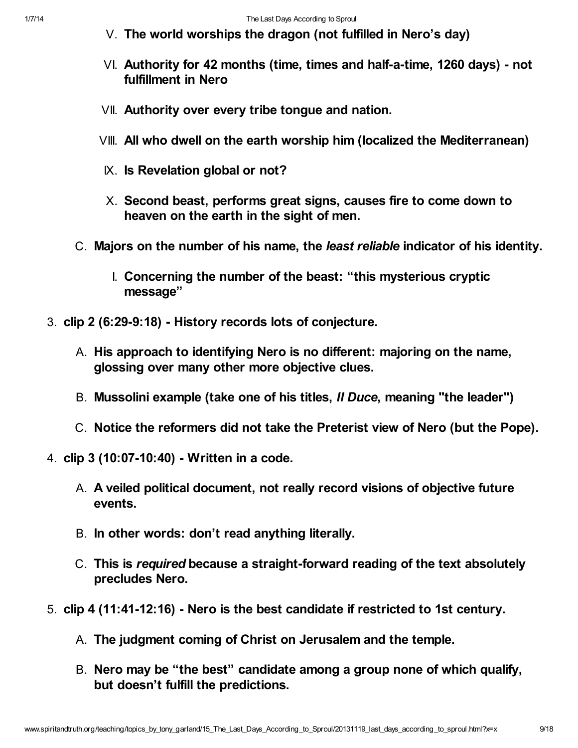- V. **The world worships the dragon (not fulfilled in Nero's day)**
- VI. **Authority for 42 months (time, times and half-a-time, 1260 days) - not fulfillment in Nero**
- VII. **Authority over every tribe tongue and nation.**
- VIII. **All who dwell on the earth worship him (localized the Mediterranean)**
- IX. **Is Revelation global or not?**
- X. **Second beast, performs great signs, causes fire to come down to heaven on the earth in the sight of men.**

C. **Majors on the number of his name, the *least reliable* indicator of his identity.**

- I. **Concerning the number of the beast: "this mysterious cryptic message"**

3. **clip 2 (6:29-9:18) - History records lots of conjecture.**
   - A. **His approach to identifying Nero is no different: majoring on the name, glossing over many other more objective clues.**
   - B. **Mussolini example (take one of his titles, *Il Duce*, meaning "the leader")**
   - C. **Notice the reformers did not take the Preterist view of Nero (but the Pope).**
4. **clip 3 (10:07-10:40) - Written in a code.**
   - A. **A veiled political document, not really record visions of objective future events.**
   - B. **In other words: don't read anything literally.**
   - C. **This is *required* because a straight-forward reading of the text absolutely precludes Nero.**
5. **clip 4 (11:41-12:16) - Nero is the best candidate if restricted to 1st century.**
   - A. **The judgment coming of Christ on Jerusalem and the temple.**
   - B. **Nero may be "the best" candidate among a group none of which qualify, but doesn't fulfill the predictions.**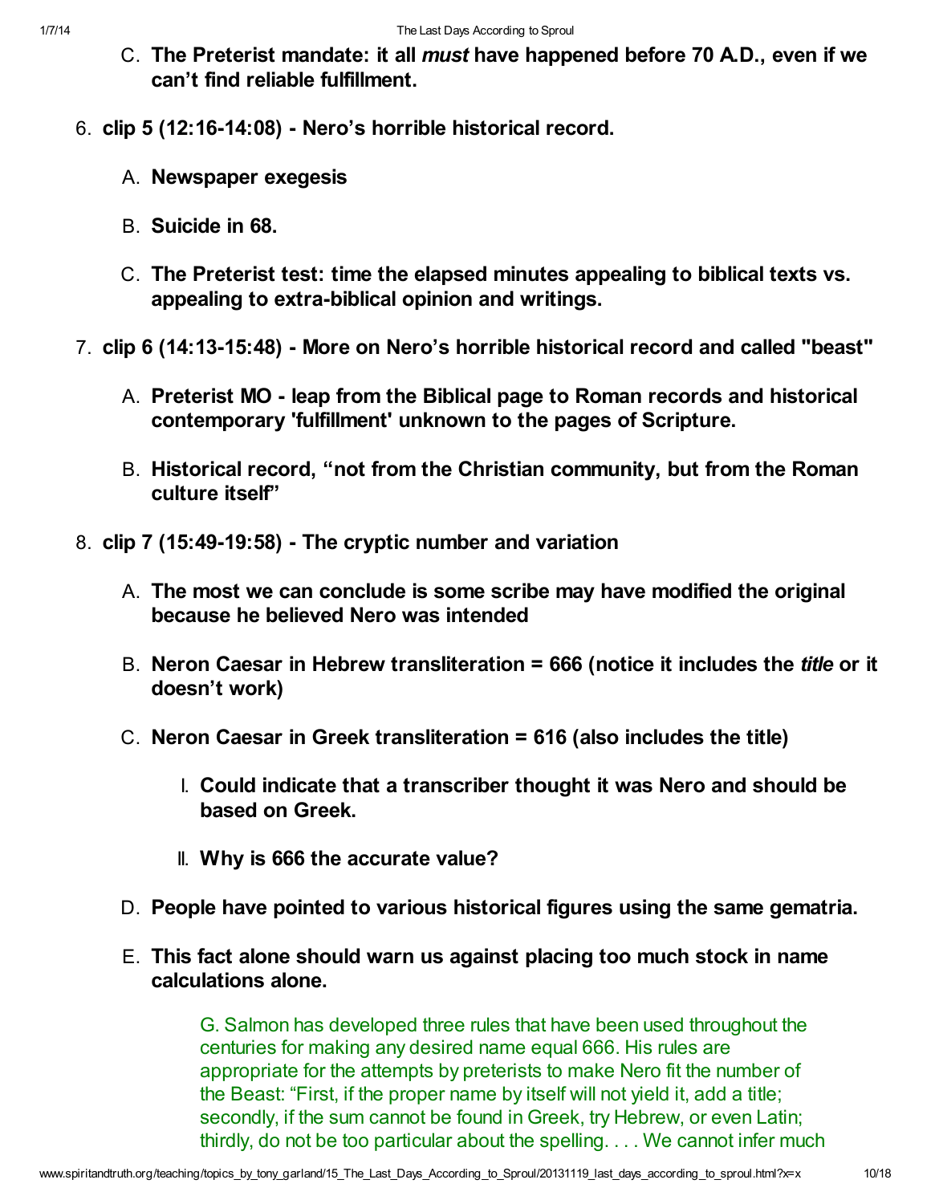C. **The Preterist mandate: it all *must* have happened before 70 A.D., even if we can't find reliable fulfillment.**

6. **clip 5 (12:16-14:08) - Nero's horrible historical record.**

   A. **Newspaper exegesis**

   B. **Suicide in 68.**

   C. **The Preterist test: time the elapsed minutes appealing to biblical texts vs. appealing to extra-biblical opinion and writings.**

7. **clip 6 (14:13-15:48) - More on Nero's horrible historical record and called "beast"**

   A. **Preterist MO - leap from the Biblical page to Roman records and historical contemporary 'fulfillment' unknown to the pages of Scripture.**

   B. **Historical record, "not from the Christian community, but from the Roman culture itself"**

8. **clip 7 (15:49-19:58) - The cryptic number and variation**

   A. **The most we can conclude is some scribe may have modified the original because he believed Nero was intended**

   B. **Neron Caesar in Hebrew transliteration = 666 (notice it includes the *title* or it doesn't work)**

   C. **Neron Caesar in Greek transliteration = 616 (also includes the title)**

      I. **Could indicate that a transcriber thought it was Nero and should be based on Greek.**

      II. **Why is 666 the accurate value?**

   D. **People have pointed to various historical figures using the same gematria.**

   E. **This fact alone should warn us against placing too much stock in name calculations alone.**

      > G. Salmon has developed three rules that have been used throughout the centuries for making any desired name equal 666. His rules are appropriate for the attempts by preterists to make Nero fit the number of the Beast: "First, if the proper name by itself will not yield it, add a title; secondly, if the sum cannot be found in Greek, try Hebrew, or even Latin; thirdly, do not be too particular about the spelling. . . . We cannot infer much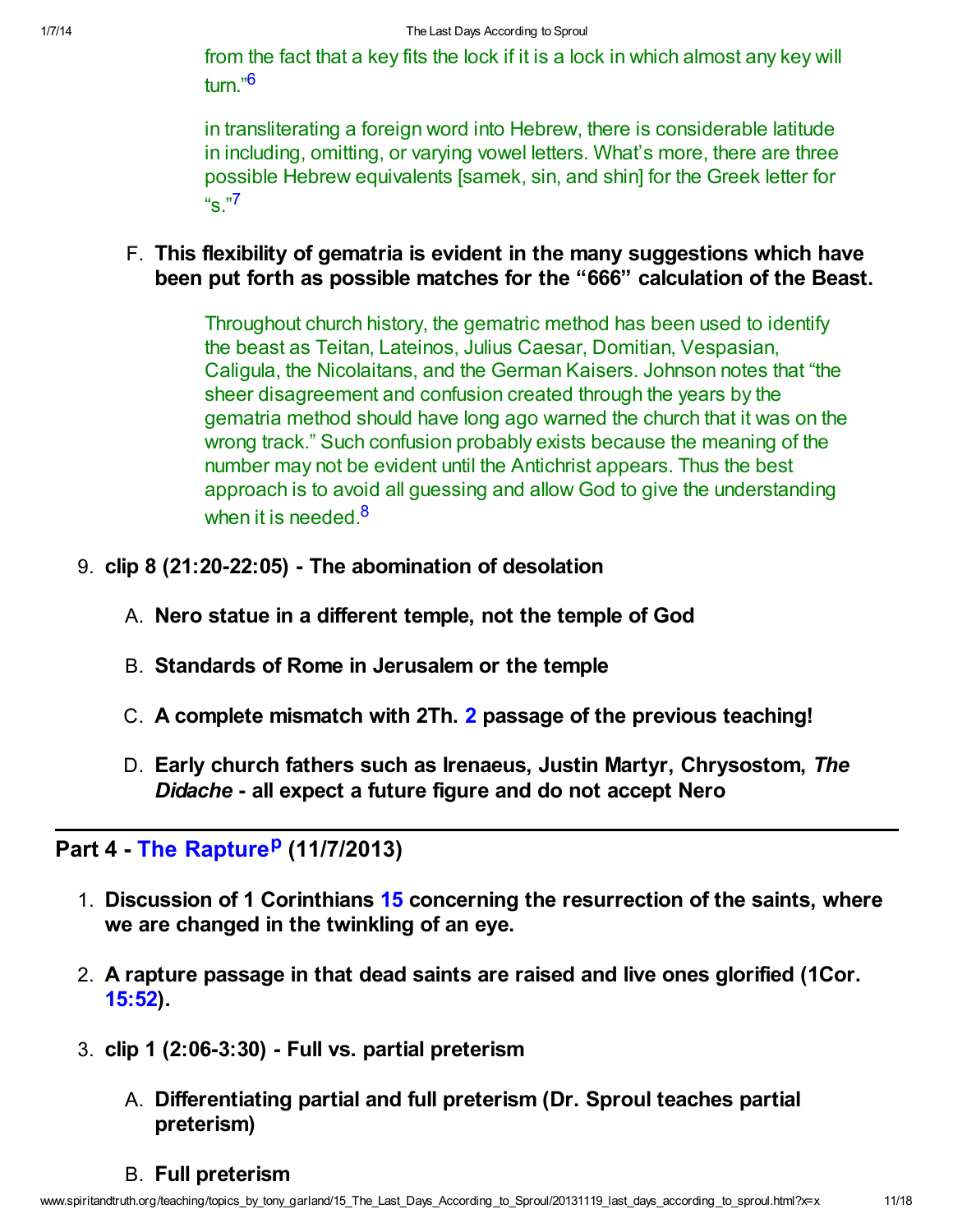from the fact that a key fits the lock if it is a lock in which almost any key will turn."[6]

in transliterating a foreign word into Hebrew, there is considerable latitude in including, omitting, or varying vowel letters. What's more, there are three possible Hebrew equivalents [samek, sin, and shin] for the Greek letter for "s."[7]

F. **This flexibility of gematria is evident in the many suggestions which have been put forth as possible matches for the "666" calculation of the Beast.**

> Throughout church history, the gematric method has been used to identify the beast as Teitan, Lateinos, Julius Caesar, Domitian, Vespasian, Caligula, the Nicolaitans, and the German Kaisers. Johnson notes that "the sheer disagreement and confusion created through the years by the gematria method should have long ago warned the church that it was on the wrong track." Such confusion probably exists because the meaning of the number may not be evident until the Antichrist appears. Thus the best approach is to avoid all guessing and allow God to give the understanding when it is needed.[8]

9. **clip 8 (21:20-22:05) - The abomination of desolation**

   A. **Nero statue in a different temple, not the temple of God**

   B. **Standards of Rome in Jerusalem or the temple**

   C. **A complete mismatch with 2Th. 2 passage of the previous teaching!**

   D. **Early church fathers such as Irenaeus, Justin Martyr, Chrysostom, *The Didache* - all expect a future figure and do not accept Nero**

---

## Part 4 - The Rapture[p] (11/7/2013)

1. **Discussion of 1 Corinthians 15 concerning the resurrection of the saints, where we are changed in the twinkling of an eye.**

2. **A rapture passage in that dead saints are raised and live ones glorified (1Cor. 15:52).**

3. **clip 1 (2:06-3:30) - Full vs. partial preterism**

   A. **Differentiating partial and full preterism (Dr. Sproul teaches partial preterism)**

   B. **Full preterism**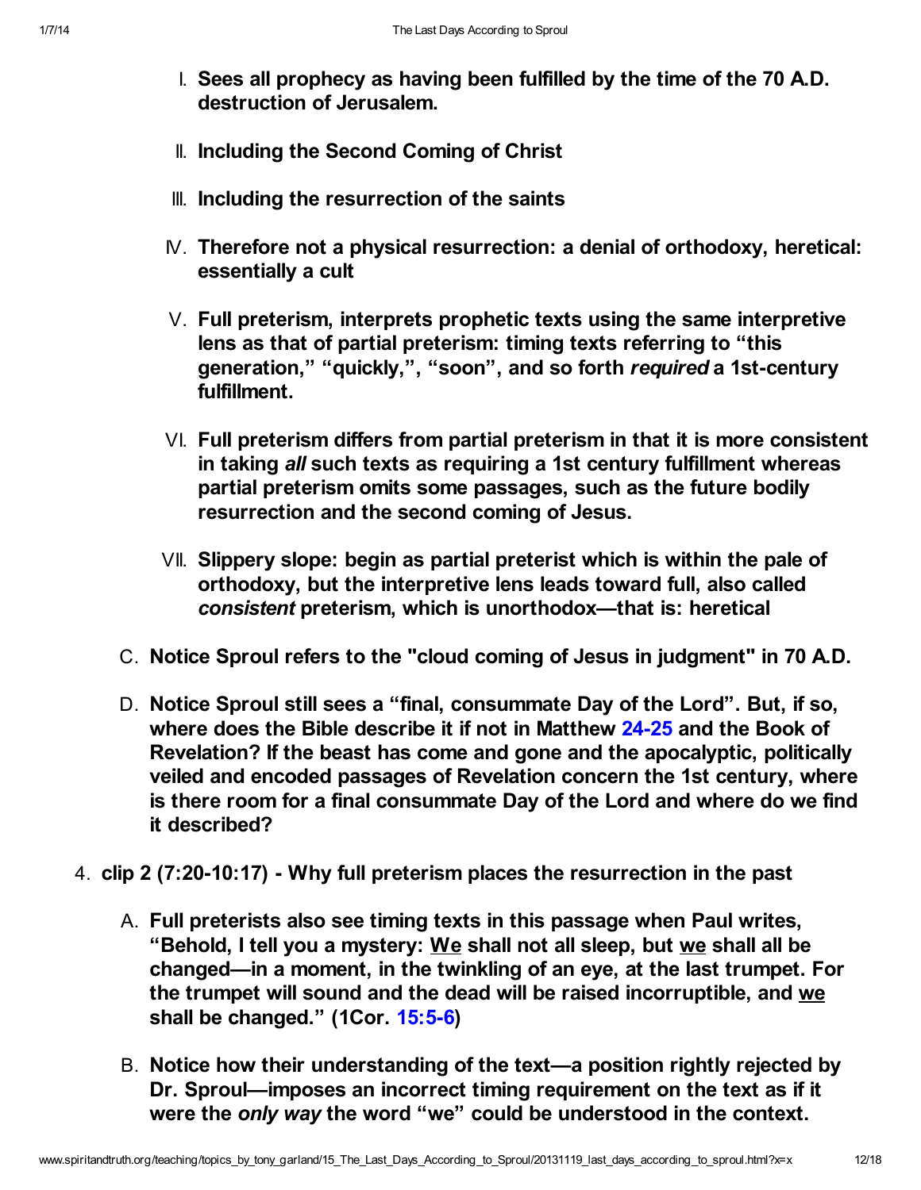- I. **Sees all prophecy as having been fulfilled by the time of the 70 A.D. destruction of Jerusalem.**
- II. **Including the Second Coming of Christ**
- III. **Including the resurrection of the saints**
- IV. **Therefore not a physical resurrection: a denial of orthodoxy, heretical: essentially a cult**
- V. **Full preterism, interprets prophetic texts using the same interpretive lens as that of partial preterism: timing texts referring to "this generation," "quickly,", "soon", and so forth *required* a 1st-century fulfillment.**
- VI. **Full preterism differs from partial preterism in that it is more consistent in taking *all* such texts as requiring a 1st century fulfillment whereas partial preterism omits some passages, such as the future bodily resurrection and the second coming of Jesus.**
- VII. **Slippery slope: begin as partial preterist which is within the pale of orthodoxy, but the interpretive lens leads toward full, also called *consistent* preterism, which is unorthodox—that is: heretical**

C. **Notice Sproul refers to the "cloud coming of Jesus in judgment" in 70 A.D.**

D. **Notice Sproul still sees a "final, consummate Day of the Lord". But, if so, where does the Bible describe it if not in Matthew 24-25 and the Book of Revelation? If the beast has come and gone and the apocalyptic, politically veiled and encoded passages of Revelation concern the 1st century, where is there room for a final consummate Day of the Lord and where do we find it described?**

4. **clip 2 (7:20-10:17) - Why full preterism places the resurrection in the past**

   A. **Full preterists also see timing texts in this passage when Paul writes, "Behold, I tell you a mystery: We shall not all sleep, but we shall all be changed—in a moment, in the twinkling of an eye, at the last trumpet. For the trumpet will sound and the dead will be raised incorruptible, and we shall be changed." (1Cor. 15:5-6)**

   B. **Notice how their understanding of the text—a position rightly rejected by Dr. Sproul—imposes an incorrect timing requirement on the text as if it were the *only way* the word "we" could be understood in the context.**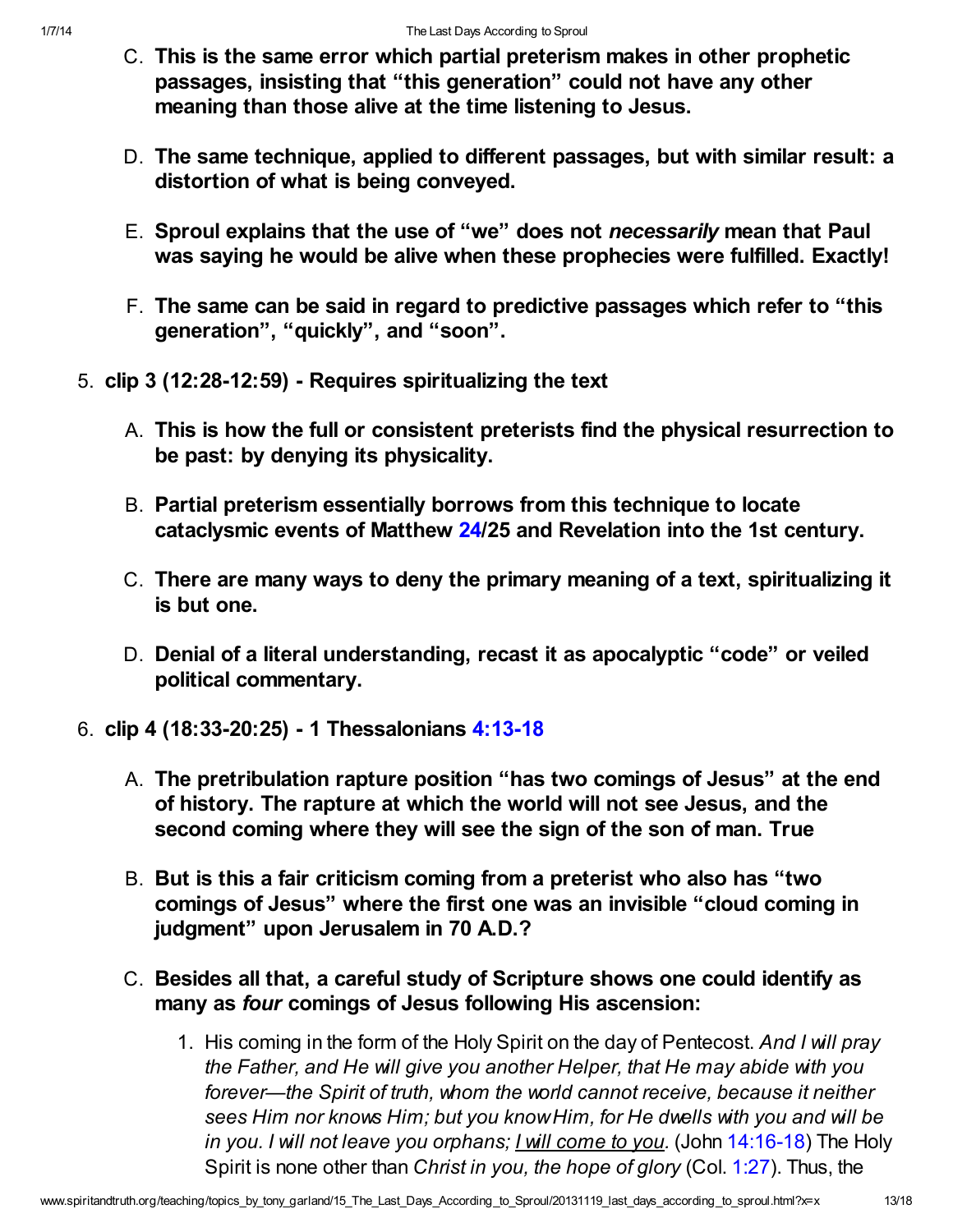C. **This is the same error which partial preterism makes in other prophetic passages, insisting that "this generation" could not have any other meaning than those alive at the time listening to Jesus.**

D. **The same technique, applied to different passages, but with similar result: a distortion of what is being conveyed.**

E. **Sproul explains that the use of "we" does not *necessarily* mean that Paul was saying he would be alive when these prophecies were fulfilled. Exactly!**

F. **The same can be said in regard to predictive passages which refer to "this generation", "quickly", and "soon".**

5. **clip 3 (12:28-12:59) - Requires spiritualizing the text**

   A. **This is how the full or consistent preterists find the physical resurrection to be past: by denying its physicality.**

   B. **Partial preterism essentially borrows from this technique to locate cataclysmic events of Matthew 24/25 and Revelation into the 1st century.**

   C. **There are many ways to deny the primary meaning of a text, spiritualizing it is but one.**

   D. **Denial of a literal understanding, recast it as apocalyptic "code" or veiled political commentary.**

6. **clip 4 (18:33-20:25) - 1 Thessalonians 4:13-18**

   A. **The pretribulation rapture position "has two comings of Jesus" at the end of history. The rapture at which the world will not see Jesus, and the second coming where they will see the sign of the son of man. True**

   B. **But is this a fair criticism coming from a preterist who also has "two comings of Jesus" where the first one was an invisible "cloud coming in judgment" upon Jerusalem in 70 A.D.?**

   C. **Besides all that, a careful study of Scripture shows one could identify as many as *four* comings of Jesus following His ascension:**

      1. His coming in the form of the Holy Spirit on the day of Pentecost. *And I will pray the Father, and He will give you another Helper, that He may abide with you forever—the Spirit of truth, whom the world cannot receive, because it neither sees Him nor knows Him; but you know Him, for He dwells with you and will be in you. I will not leave you orphans; I will come to you.* (John 14:16-18) The Holy Spirit is none other than *Christ in you, the hope of glory* (Col. 1:27). Thus, the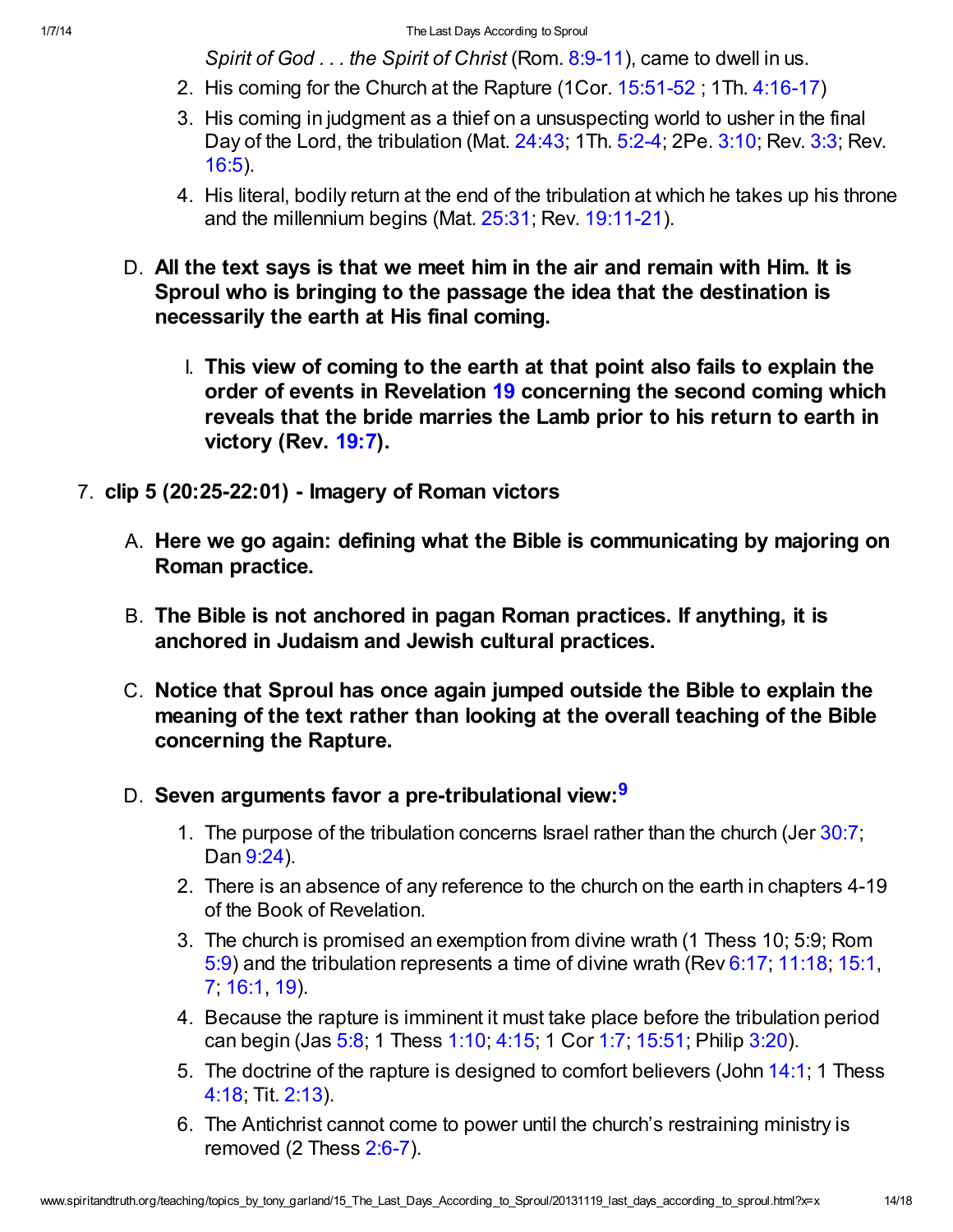*Spirit of God . . . the Spirit of Christ* (Rom. 8:9-11), came to dwell in us.

2. His coming for the Church at the Rapture (1Cor. 15:51-52 ; 1Th. 4:16-17)
3. His coming in judgment as a thief on a unsuspecting world to usher in the final Day of the Lord, the tribulation (Mat. 24:43; 1Th. 5:2-4; 2Pe. 3:10; Rev. 3:3; Rev. 16:5).
4. His literal, bodily return at the end of the tribulation at which he takes up his throne and the millennium begins (Mat. 25:31; Rev. 19:11-21).

D. **All the text says is that we meet him in the air and remain with Him. It is Sproul who is bringing to the passage the idea that the destination is necessarily the earth at His final coming.**

   I. **This view of coming to the earth at that point also fails to explain the order of events in Revelation 19 concerning the second coming which reveals that the bride marries the Lamb prior to his return to earth in victory (Rev. 19:7).**

7. **clip 5 (20:25-22:01) - Imagery of Roman victors**

   A. **Here we go again: defining what the Bible is communicating by majoring on Roman practice.**

   B. **The Bible is not anchored in pagan Roman practices. If anything, it is anchored in Judaism and Jewish cultural practices.**

   C. **Notice that Sproul has once again jumped outside the Bible to explain the meaning of the text rather than looking at the overall teaching of the Bible concerning the Rapture.**

   D. **Seven arguments favor a pre-tribulational view:**[9]

      1. The purpose of the tribulation concerns Israel rather than the church (Jer 30:7; Dan 9:24).
      2. There is an absence of any reference to the church on the earth in chapters 4-19 of the Book of Revelation.
      3. The church is promised an exemption from divine wrath (1 Thess 10; 5:9; Rom 5:9) and the tribulation represents a time of divine wrath (Rev 6:17; 11:18; 15:1, 7; 16:1, 19).
      4. Because the rapture is imminent it must take place before the tribulation period can begin (Jas 5:8; 1 Thess 1:10; 4:15; 1 Cor 1:7; 15:51; Philip 3:20).
      5. The doctrine of the rapture is designed to comfort believers (John 14:1; 1 Thess 4:18; Tit. 2:13).
      6. The Antichrist cannot come to power until the church's restraining ministry is removed (2 Thess 2:6-7).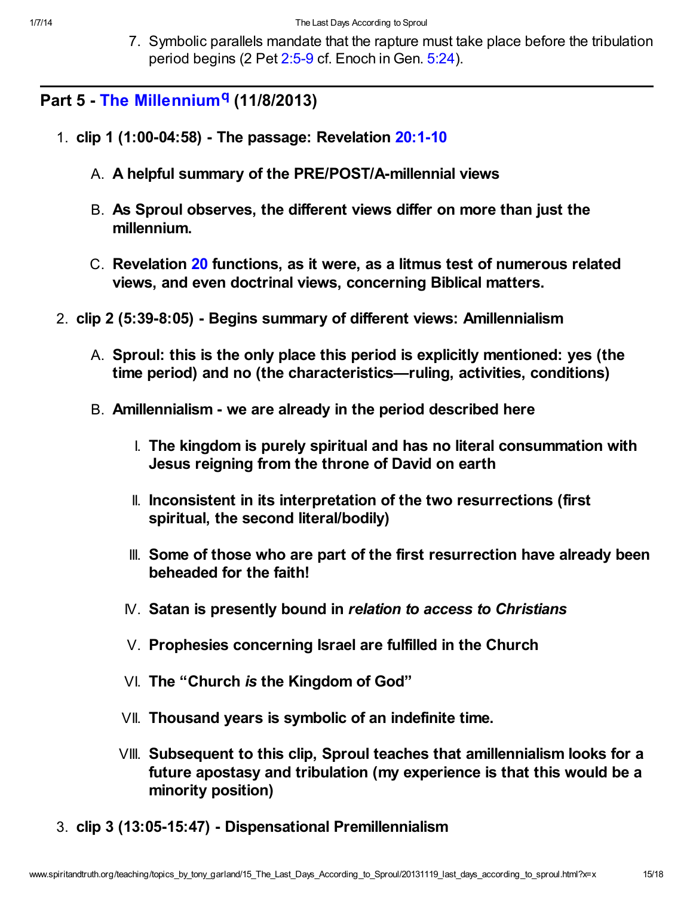7. Symbolic parallels mandate that the rapture must take place before the tribulation period begins (2 Pet 2:5-9 cf. Enoch in Gen. 5:24).

---

## Part 5 - The Millennium[q] (11/8/2013)

1. **clip 1 (1:00-04:58) - The passage: Revelation 20:1-10**
   - A. **A helpful summary of the PRE/POST/A-millennial views**
   - B. **As Sproul observes, the different views differ on more than just the millennium.**
   - C. **Revelation 20 functions, as it were, as a litmus test of numerous related views, and even doctrinal views, concerning Biblical matters.**
2. **clip 2 (5:39-8:05) - Begins summary of different views: Amillennialism**
   - A. **Sproul: this is the only place this period is explicitly mentioned: yes (the time period) and no (the characteristics—ruling, activities, conditions)**
   - B. **Amillennialism - we are already in the period described here**
     - I. **The kingdom is purely spiritual and has no literal consummation with Jesus reigning from the throne of David on earth**
     - II. **Inconsistent in its interpretation of the two resurrections (first spiritual, the second literal/bodily)**
     - III. **Some of those who are part of the first resurrection have already been beheaded for the faith!**
     - IV. **Satan is presently bound in *relation to access to Christians***
     - V. **Prophesies concerning Israel are fulfilled in the Church**
     - VI. **The "Church *is* the Kingdom of God"**
     - VII. **Thousand years is symbolic of an indefinite time.**
     - VIII. **Subsequent to this clip, Sproul teaches that amillennialism looks for a future apostasy and tribulation (my experience is that this would be a minority position)**
3. **clip 3 (13:05-15:47) - Dispensational Premillennialism**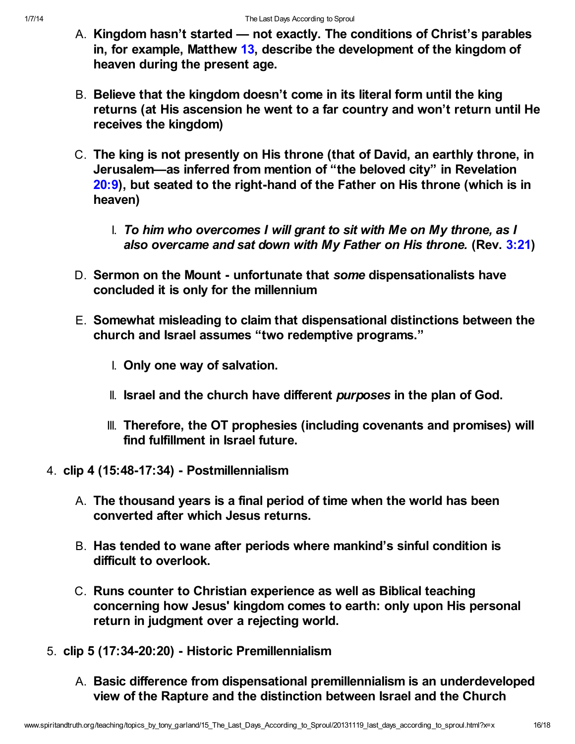A. **Kingdom hasn't started — not exactly. The conditions of Christ's parables in, for example, Matthew 13, describe the development of the kingdom of heaven during the present age.**

B. **Believe that the kingdom doesn't come in its literal form until the king returns (at His ascension he went to a far country and won't return until He receives the kingdom)**

C. **The king is not presently on His throne (that of David, an earthly throne, in Jerusalem—as inferred from mention of "the beloved city" in Revelation 20:9), but seated to the right-hand of the Father on His throne (which is in heaven)**

   I. ***To him who overcomes I will grant to sit with Me on My throne, as I also overcame and sat down with My Father on His throne.* (Rev. 3:21)**

D. **Sermon on the Mount - unfortunate that *some* dispensationalists have concluded it is only for the millennium**

E. **Somewhat misleading to claim that dispensational distinctions between the church and Israel assumes "two redemptive programs."**

   I. **Only one way of salvation.**

   II. **Israel and the church have different *purposes* in the plan of God.**

   III. **Therefore, the OT prophesies (including covenants and promises) will find fulfillment in Israel future.**

4. **clip 4 (15:48-17:34) - Postmillennialism**

   A. **The thousand years is a final period of time when the world has been converted after which Jesus returns.**

   B. **Has tended to wane after periods where mankind's sinful condition is difficult to overlook.**

   C. **Runs counter to Christian experience as well as Biblical teaching concerning how Jesus' kingdom comes to earth: only upon His personal return in judgment over a rejecting world.**

5. **clip 5 (17:34-20:20) - Historic Premillennialism**

   A. **Basic difference from dispensational premillennialism is an underdeveloped view of the Rapture and the distinction between Israel and the Church**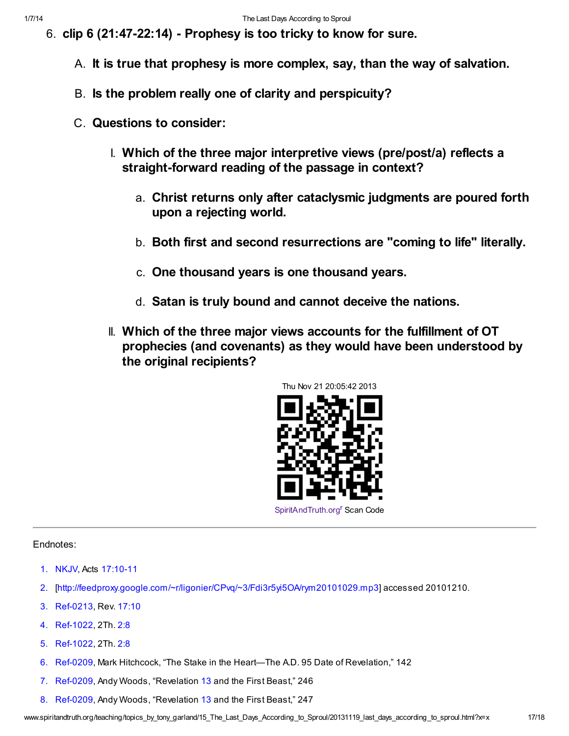6. **clip 6 (21:47-22:14) - Prophesy is too tricky to know for sure.**

   A. **It is true that prophesy is more complex, say, than the way of salvation.**

   B. **Is the problem really one of clarity and perspicuity?**

   C. **Questions to consider:**

      I. **Which of the three major interpretive views (pre/post/a) reflects a straight-forward reading of the passage in context?**

         a. **Christ returns only after cataclysmic judgments are poured forth upon a rejecting world.**

         b. **Both first and second resurrections are "coming to life" literally.**

         c. **One thousand years is one thousand years.**

         d. **Satan is truly bound and cannot deceive the nations.**

      II. **Which of the three major views accounts for the fulfillment of OT prophecies (and covenants) as they would have been understood by the original recipients?**

Thu Nov 21 20:05:42 2013

SpiritAndTruth.org[r] Scan Code

---

Endnotes:

1. NKJV, Acts 17:10-11
2. [http://feedproxy.google.com/~r/ligonier/CPvq/~3/Fdi3r5yi5OA/rym20101029.mp3] accessed 20101210.
3. Ref-0213, Rev. 17:10
4. Ref-1022, 2Th. 2:8
5. Ref-1022, 2Th. 2:8
6. Ref-0209, Mark Hitchcock, "The Stake in the Heart—The A.D. 95 Date of Revelation," 142
7. Ref-0209, Andy Woods, "Revelation 13 and the First Beast," 246
8. Ref-0209, Andy Woods, "Revelation 13 and the First Beast," 247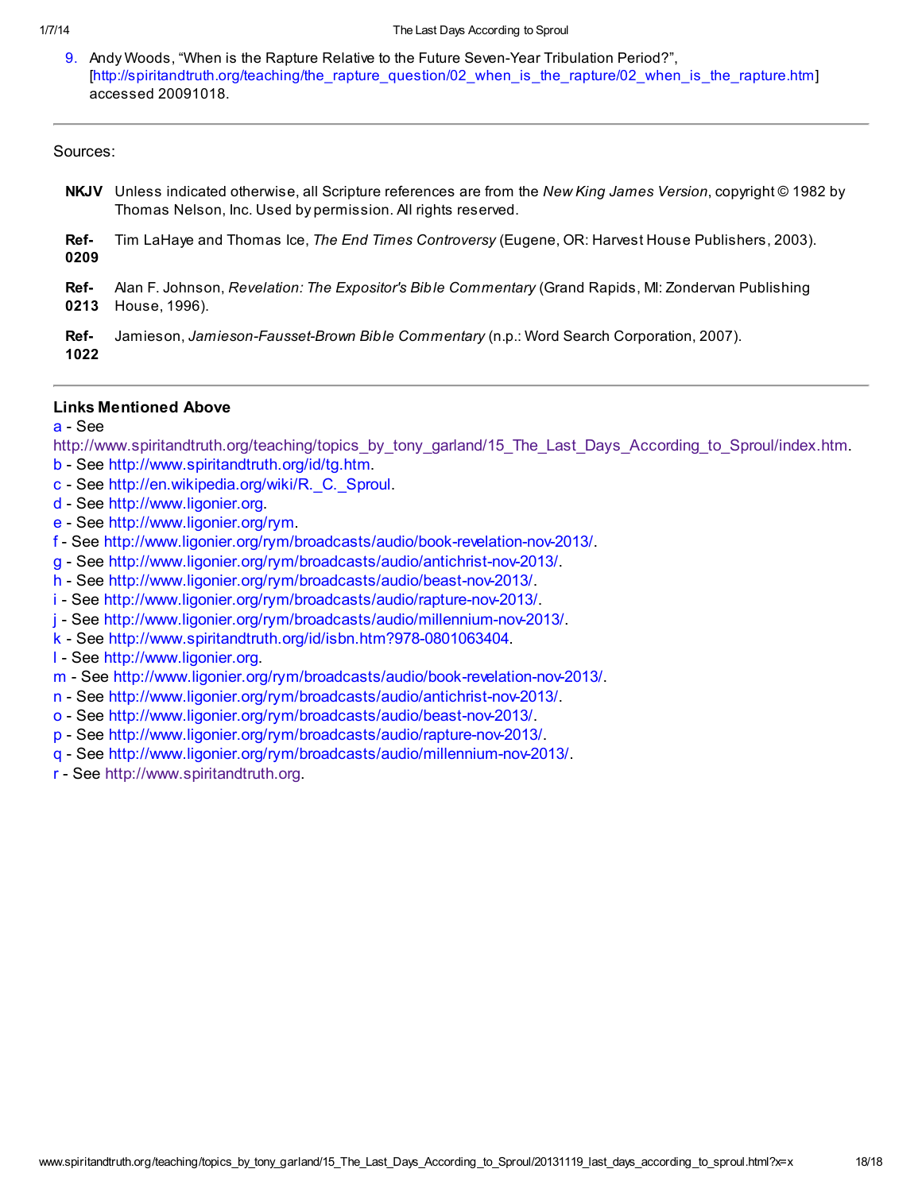9. Andy Woods, “When is the Rapture Relative to the Future Seven-Year Tribulation Period?”, [http://spiritandtruth.org/teaching/the_rapture_question/02_when_is_the_rapture/02_when_is_the_rapture.htm] accessed 20091018.

---

Sources:

| | |
|---|---|
| **NKJV** | Unless indicated otherwise, all Scripture references are from the *New King James Version*, copyright © 1982 by Thomas Nelson, Inc. Used by permission. All rights reserved. |
| **Ref-0209** | Tim LaHaye and Thomas Ice, *The End Times Controversy* (Eugene, OR: Harvest House Publishers, 2003). |
| **Ref-0213** | Alan F. Johnson, *Revelation: The Expositor's Bible Commentary* (Grand Rapids, MI: Zondervan Publishing House, 1996). |
| **Ref-1022** | Jamieson, *Jamieson-Fausset-Brown Bible Commentary* (n.p.: Word Search Corporation, 2007). |

---

**Links Mentioned Above**

a - See http://www.spiritandtruth.org/teaching/topics_by_tony_garland/15_The_Last_Days_According_to_Sproul/index.htm.
b - See http://www.spiritandtruth.org/id/tg.htm.
c - See http://en.wikipedia.org/wiki/R._C._Sproul.
d - See http://www.ligonier.org.
e - See http://www.ligonier.org/rym.
f - See http://www.ligonier.org/rym/broadcasts/audio/book-revelation-nov-2013/.
g - See http://www.ligonier.org/rym/broadcasts/audio/antichrist-nov-2013/.
h - See http://www.ligonier.org/rym/broadcasts/audio/beast-nov-2013/.
i - See http://www.ligonier.org/rym/broadcasts/audio/rapture-nov-2013/.
j - See http://www.ligonier.org/rym/broadcasts/audio/millennium-nov-2013/.
k - See http://www.spiritandtruth.org/id/isbn.htm?978-0801063404.
l - See http://www.ligonier.org.
m - See http://www.ligonier.org/rym/broadcasts/audio/book-revelation-nov-2013/.
n - See http://www.ligonier.org/rym/broadcasts/audio/antichrist-nov-2013/.
o - See http://www.ligonier.org/rym/broadcasts/audio/beast-nov-2013/.
p - See http://www.ligonier.org/rym/broadcasts/audio/rapture-nov-2013/.
q - See http://www.ligonier.org/rym/broadcasts/audio/millennium-nov-2013/.
r - See http://www.spiritandtruth.org.